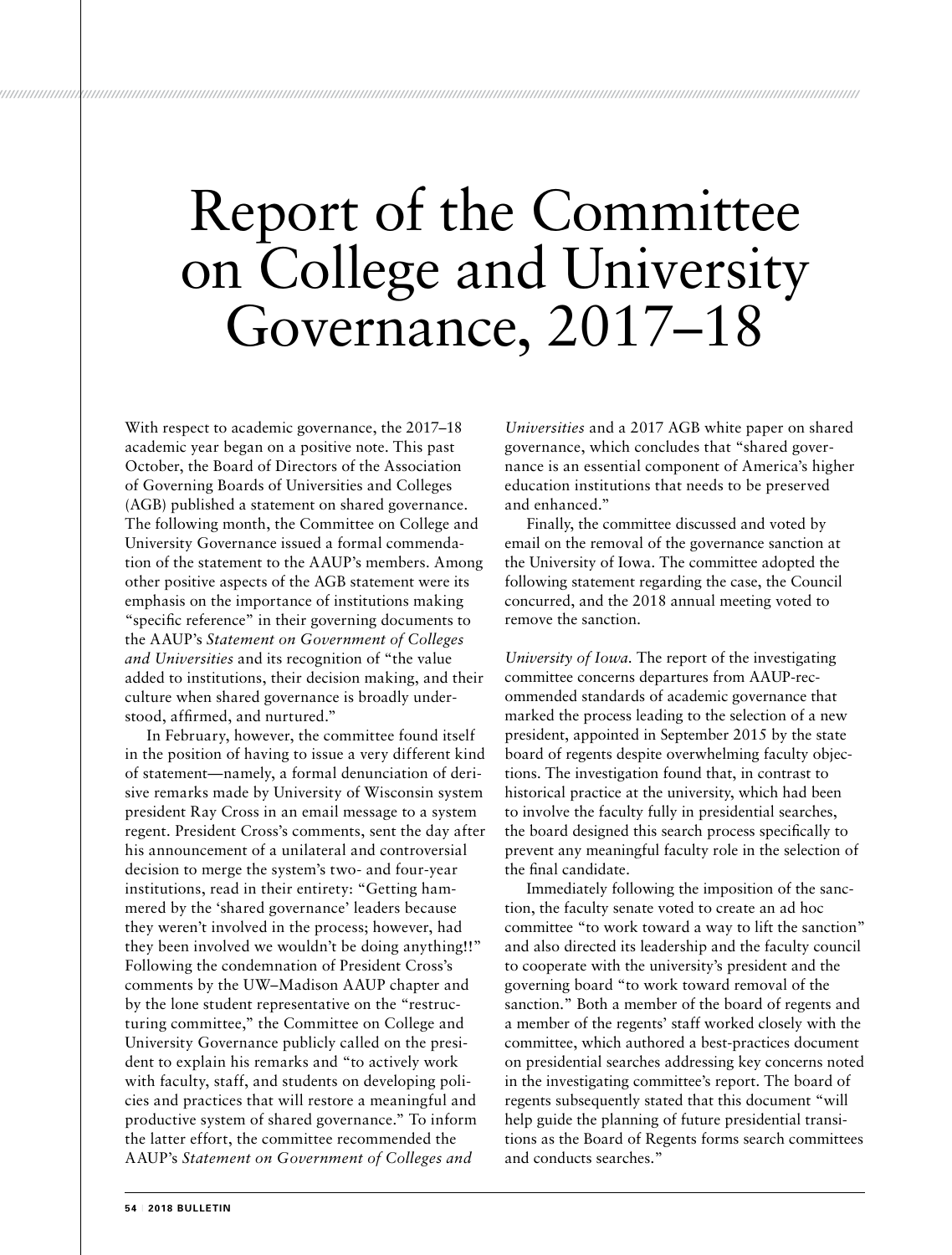# Report of the Committee on College and University Governance, 2017–18

With respect to academic governance, the 2017–18 academic year began on a positive note. This past October, the Board of Directors of the Association of Governing Boards of Universities and Colleges (AGB) published a statement on shared governance. The following month, the Committee on College and University Governance issued a formal commendation of the statement to the AAUP's members. Among other positive aspects of the AGB statement were its emphasis on the importance of institutions making "specific reference" in their governing documents to the AAUP's *Statement on Government of Colleges and Universities* and its recognition of "the value added to institutions, their decision making, and their culture when shared governance is broadly understood, affirmed, and nurtured."

In February, however, the committee found itself in the position of having to issue a very different kind of statement—namely, a formal denunciation of derisive remarks made by University of Wisconsin system president Ray Cross in an email message to a system regent. President Cross's comments, sent the day after his announcement of a unilateral and controversial decision to merge the system's two- and four-year institutions, read in their entirety: "Getting hammered by the 'shared governance' leaders because they weren't involved in the process; however, had they been involved we wouldn't be doing anything!!" Following the condemnation of President Cross's comments by the UW–Madison AAUP chapter and by the lone student representative on the "restructuring committee," the Committee on College and University Governance publicly called on the president to explain his remarks and "to actively work with faculty, staff, and students on developing policies and practices that will restore a meaningful and productive system of shared governance." To inform the latter effort, the committee recommended the AAUP's *Statement on Government of Colleges and Universities* and a 2017 AGB white paper on shared governance, which concludes that "shared governance is an essential component of America's higher education institutions that needs to be preserved and enhanced."

Finally, the committee discussed and voted by email on the removal of the governance sanction at the University of Iowa. The committee adopted the following statement regarding the case, the Council concurred, and the 2018 annual meeting voted to remove the sanction.

*University of Iowa.* The report of the investigating committee concerns departures from AAUP-recommended standards of academic governance that marked the process leading to the selection of a new president, appointed in September 2015 by the state board of regents despite overwhelming faculty objections. The investigation found that, in contrast to historical practice at the university, which had been to involve the faculty fully in presidential searches, the board designed this search process specifically to prevent any meaningful faculty role in the selection of the final candidate.

Immediately following the imposition of the sanction, the faculty senate voted to create an ad hoc committee "to work toward a way to lift the sanction" and also directed its leadership and the faculty council to cooperate with the university's president and the governing board "to work toward removal of the sanction." Both a member of the board of regents and a member of the regents' staff worked closely with the committee, which authored a best-practices document on presidential searches addressing key concerns noted in the investigating committee's report. The board of regents subsequently stated that this document "will help guide the planning of future presidential transitions as the Board of Regents forms search committees and conducts searches."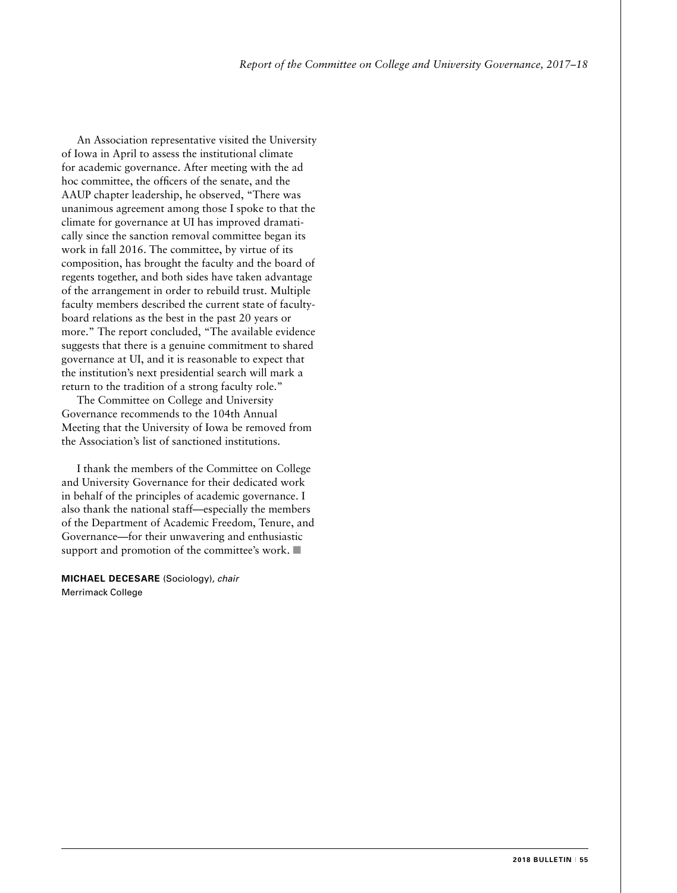An Association representative visited the University of Iowa in April to assess the institutional climate for academic governance. After meeting with the ad hoc committee, the officers of the senate, and the AAUP chapter leadership, he observed, "There was unanimous agreement among those I spoke to that the climate for governance at UI has improved dramatically since the sanction removal committee began its work in fall 2016. The committee, by virtue of its composition, has brought the faculty and the board of regents together, and both sides have taken advantage of the arrangement in order to rebuild trust. Multiple faculty members described the current state of faculty-board relations as the best in the past 20 years or more." The report concluded, "The available evidence suggests that there is a genuine commitment to shared governance at UI, and it is reasonable to expect that the institution's next presidential search will mark a return to the tradition of a strong faculty role."

The Committee on College and University Governance recommends to the 104th Annual Meeting that the University of Iowa be removed from the Association's list of sanctioned institutions.

I thank the members of the Committee on College and University Governance for their dedicated work in behalf of the principles of academic governance. I also thank the national staff—especially the members of the Department of Academic Freedom, Tenure, and Governance—for their unwavering and enthusiastic support and promotion of the committee's work. ■

**MICHAEL DECESARE** (Sociology), *chair*
Merrimack College